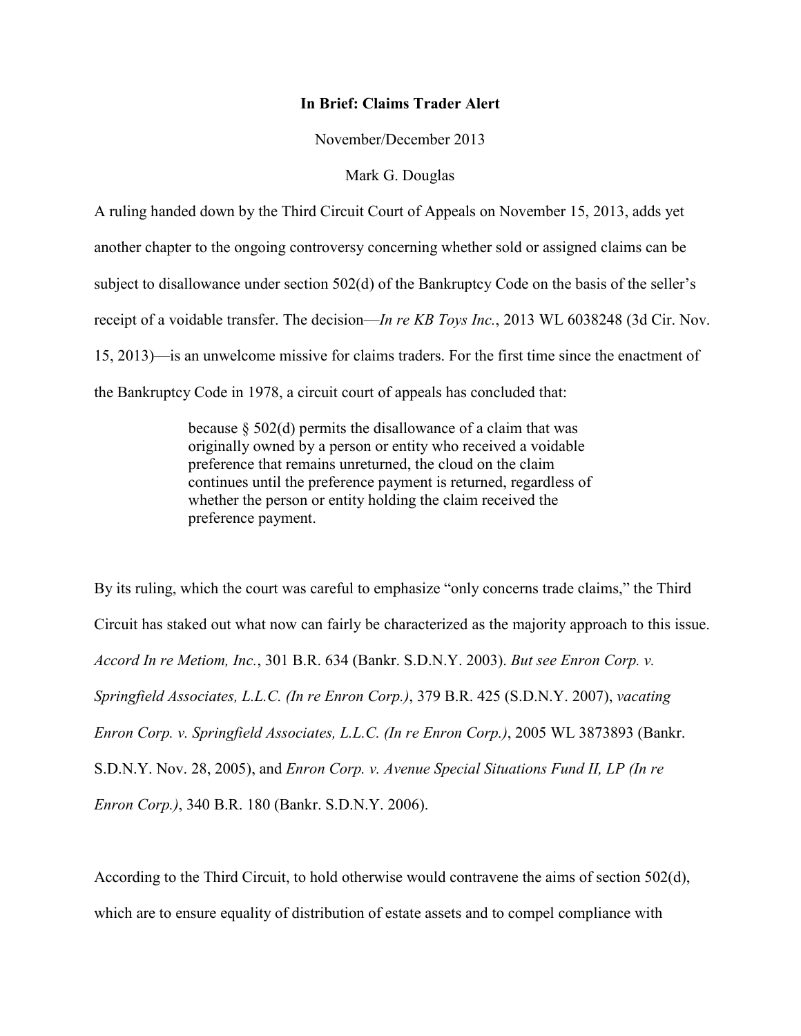**In Brief: Claims Trader Alert**

November/December 2013

Mark G. Douglas

A ruling handed down by the Third Circuit Court of Appeals on November 15, 2013, adds yet another chapter to the ongoing controversy concerning whether sold or assigned claims can be subject to disallowance under section 502(d) of the Bankruptcy Code on the basis of the seller's receipt of a voidable transfer. The decision—*In re KB Toys Inc.*, 2013 WL 6038248 (3d Cir. Nov. 15, 2013)—is an unwelcome missive for claims traders. For the first time since the enactment of the Bankruptcy Code in 1978, a circuit court of appeals has concluded that:

> because § 502(d) permits the disallowance of a claim that was originally owned by a person or entity who received a voidable preference that remains unreturned, the cloud on the claim continues until the preference payment is returned, regardless of whether the person or entity holding the claim received the preference payment.

By its ruling, which the court was careful to emphasize "only concerns trade claims," the Third Circuit has staked out what now can fairly be characterized as the majority approach to this issue. *Accord In re Metiom, Inc.*, 301 B.R. 634 (Bankr. S.D.N.Y. 2003). *But see Enron Corp. v. Springfield Associates, L.L.C. (In re Enron Corp.)*, 379 B.R. 425 (S.D.N.Y. 2007), *vacating Enron Corp. v. Springfield Associates, L.L.C. (In re Enron Corp.)*, 2005 WL 3873893 (Bankr. S.D.N.Y. Nov. 28, 2005), and *Enron Corp. v. Avenue Special Situations Fund II, LP (In re Enron Corp.)*, 340 B.R. 180 (Bankr. S.D.N.Y. 2006).

According to the Third Circuit, to hold otherwise would contravene the aims of section 502(d), which are to ensure equality of distribution of estate assets and to compel compliance with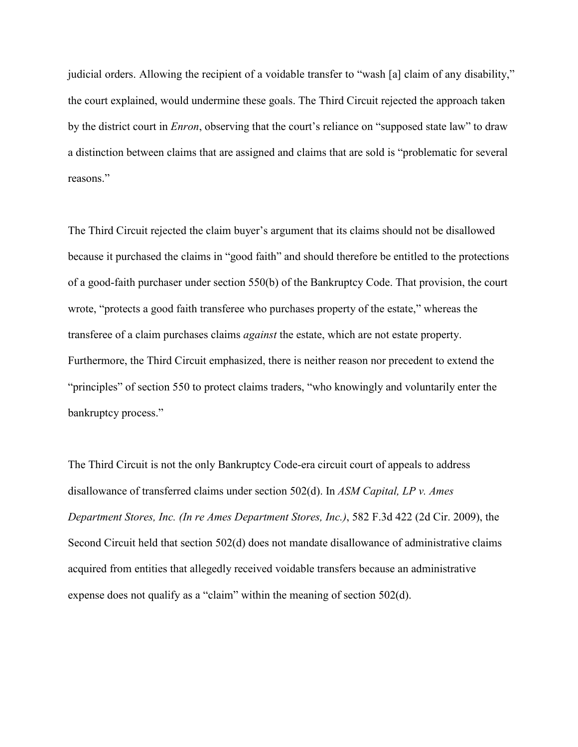judicial orders. Allowing the recipient of a voidable transfer to "wash [a] claim of any disability," the court explained, would undermine these goals. The Third Circuit rejected the approach taken by the district court in *Enron*, observing that the court's reliance on "supposed state law" to draw a distinction between claims that are assigned and claims that are sold is "problematic for several reasons."

The Third Circuit rejected the claim buyer's argument that its claims should not be disallowed because it purchased the claims in "good faith" and should therefore be entitled to the protections of a good-faith purchaser under section 550(b) of the Bankruptcy Code. That provision, the court wrote, "protects a good faith transferee who purchases property of the estate," whereas the transferee of a claim purchases claims *against* the estate, which are not estate property. Furthermore, the Third Circuit emphasized, there is neither reason nor precedent to extend the "principles" of section 550 to protect claims traders, "who knowingly and voluntarily enter the bankruptcy process."

The Third Circuit is not the only Bankruptcy Code-era circuit court of appeals to address disallowance of transferred claims under section 502(d). In *ASM Capital, LP v. Ames Department Stores, Inc. (In re Ames Department Stores, Inc.)*, 582 F.3d 422 (2d Cir. 2009), the Second Circuit held that section 502(d) does not mandate disallowance of administrative claims acquired from entities that allegedly received voidable transfers because an administrative expense does not qualify as a "claim" within the meaning of section 502(d).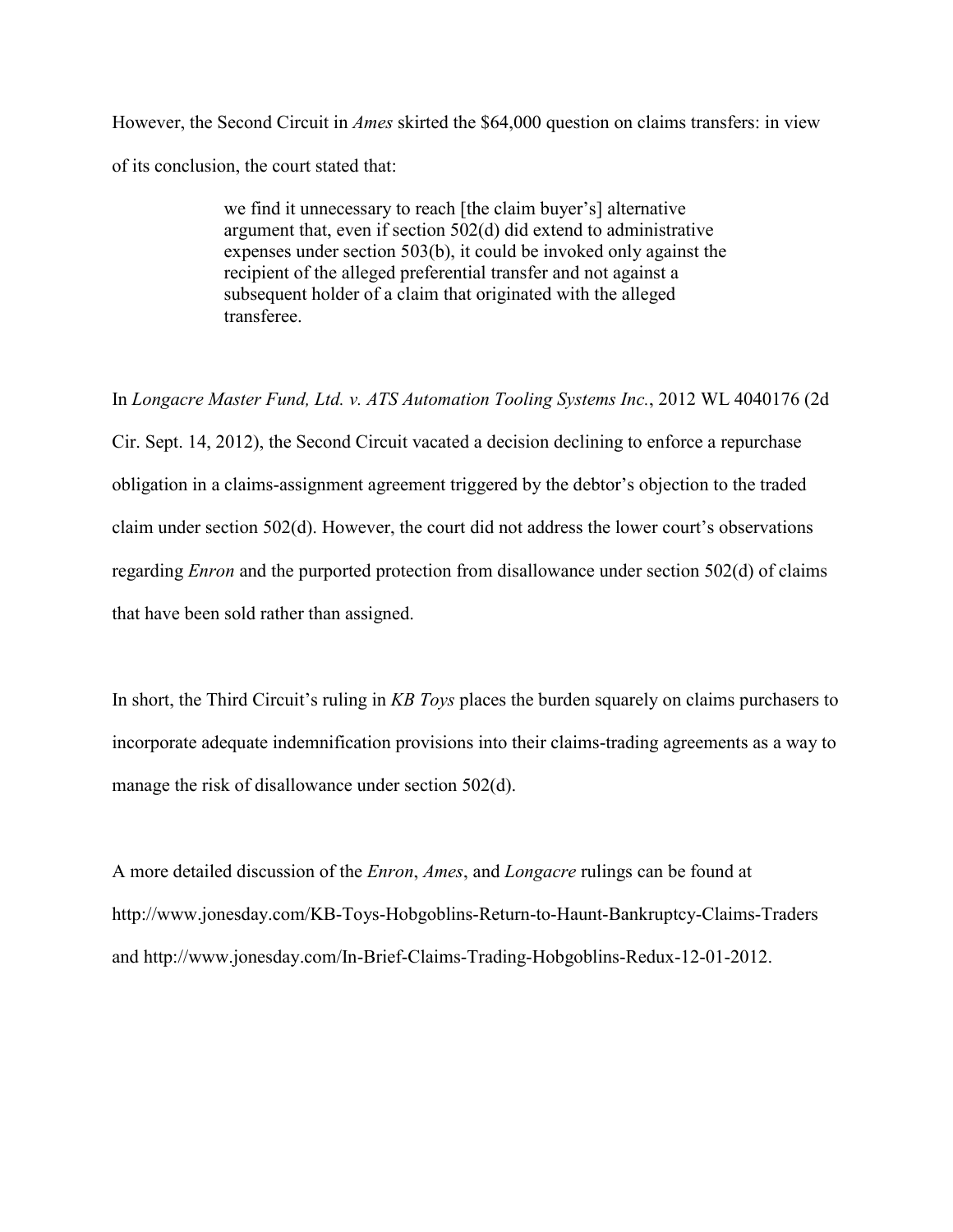However, the Second Circuit in *Ames* skirted the $64,000 question on claims transfers: in view of its conclusion, the court stated that:

> we find it unnecessary to reach [the claim buyer's] alternative argument that, even if section 502(d) did extend to administrative expenses under section 503(b), it could be invoked only against the recipient of the alleged preferential transfer and not against a subsequent holder of a claim that originated with the alleged transferee.

In *Longacre Master Fund, Ltd. v. ATS Automation Tooling Systems Inc.*, 2012 WL 4040176 (2d Cir. Sept. 14, 2012), the Second Circuit vacated a decision declining to enforce a repurchase obligation in a claims-assignment agreement triggered by the debtor's objection to the traded claim under section 502(d). However, the court did not address the lower court's observations regarding *Enron* and the purported protection from disallowance under section 502(d) of claims that have been sold rather than assigned.

In short, the Third Circuit's ruling in *KB Toys* places the burden squarely on claims purchasers to incorporate adequate indemnification provisions into their claims-trading agreements as a way to manage the risk of disallowance under section 502(d).

A more detailed discussion of the *Enron*, *Ames*, and *Longacre* rulings can be found at http://www.jonesday.com/KB-Toys-Hobgoblins-Return-to-Haunt-Bankruptcy-Claims-Traders and http://www.jonesday.com/In-Brief-Claims-Trading-Hobgoblins-Redux-12-01-2012.